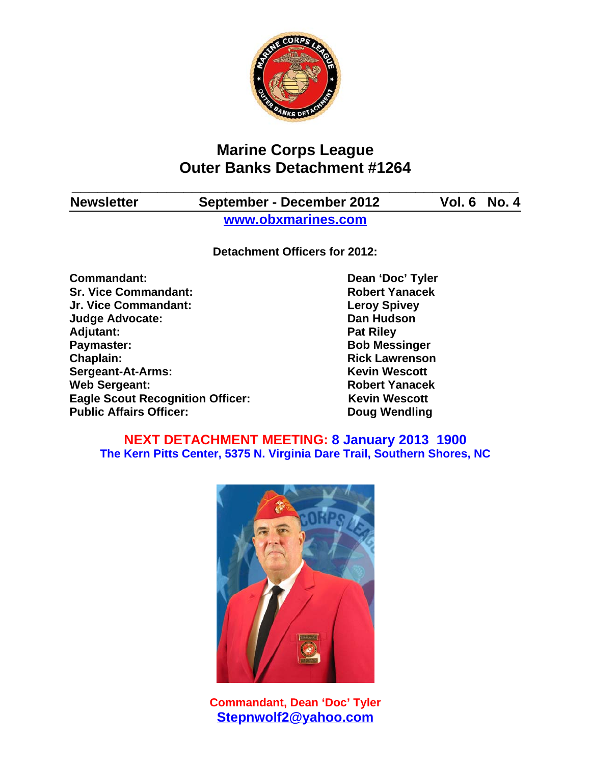# Marine Corps League
# Outer Banks Detachment #1264

**Newsletter** **September - December 2012** **Vol. 6 No. 4**

**[www.obxmarines.com](http://www.obxmarines.com)**

**Detachment Officers for 2012:**

| | |
|---|---|
| **Commandant:** | **Dean 'Doc' Tyler** |
| **Sr. Vice Commandant:** | **Robert Yanacek** |
| **Jr. Vice Commandant:** | **Leroy Spivey** |
| **Judge Advocate:** | **Dan Hudson** |
| **Adjutant:** | **Pat Riley** |
| **Paymaster:** | **Bob Messinger** |
| **Chaplain:** | **Rick Lawrenson** |
| **Sergeant-At-Arms:** | **Kevin Wescott** |
| **Web Sergeant:** | **Robert Yanacek** |
| **Eagle Scout Recognition Officer:** | **Kevin Wescott** |
| **Public Affairs Officer:** | **Doug Wendling** |

**NEXT DETACHMENT MEETING: 8 January 2013 1900**

**The Kern Pitts Center, 5375 N. Virginia Dare Trail, Southern Shores, NC**

**Commandant, Dean 'Doc' Tyler**

**Stepnwolf2@yahoo.com**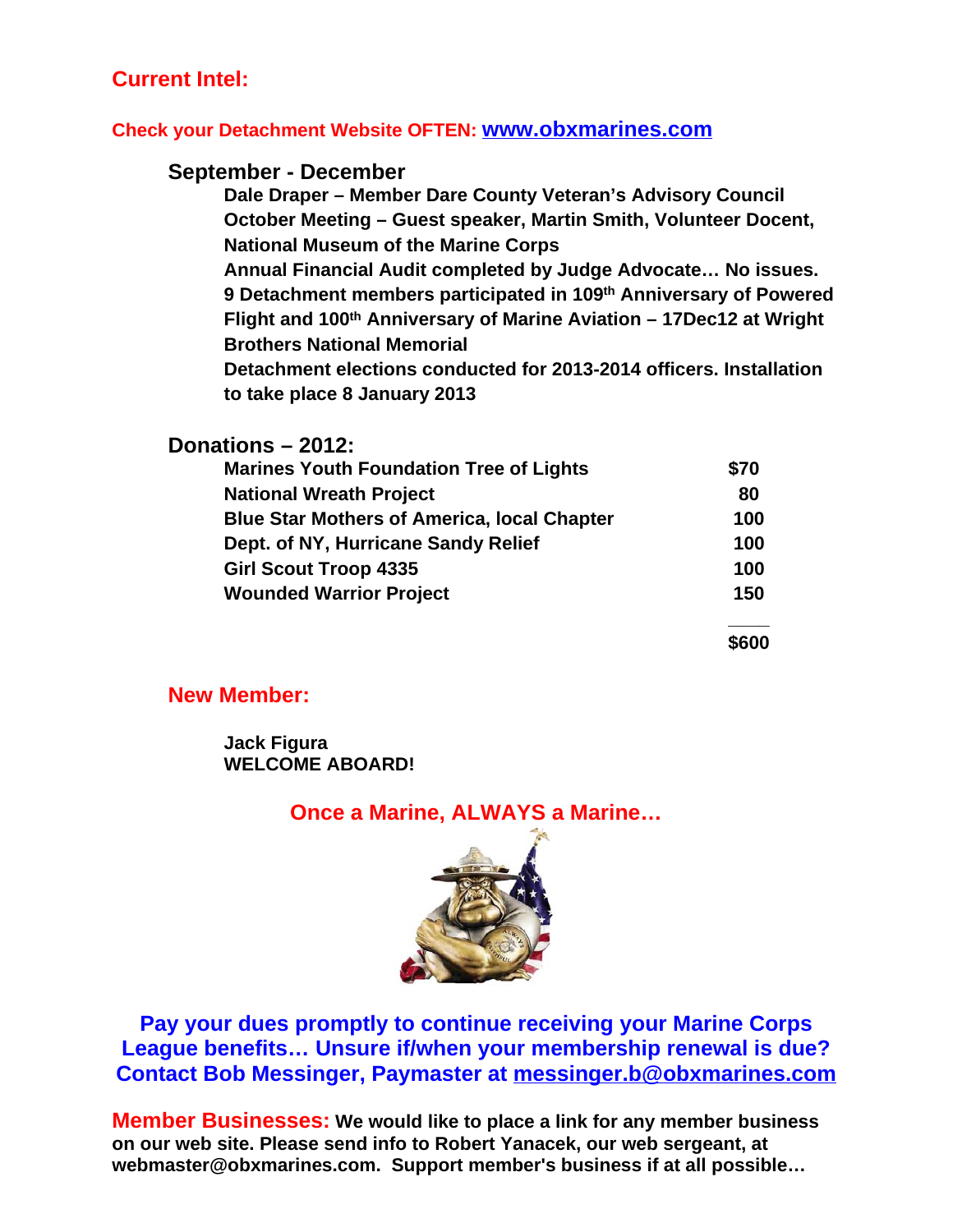## Current Intel:

**Check your Detachment Website OFTEN: [www.obxmarines.com](http://www.obxmarines.com)**

### September - December

**Dale Draper – Member Dare County Veteran's Advisory Council**
**October Meeting – Guest speaker, Martin Smith, Volunteer Docent, National Museum of the Marine Corps**
**Annual Financial Audit completed by Judge Advocate… No issues.**
**9 Detachment members participated in 109th Anniversary of Powered Flight and 100th Anniversary of Marine Aviation – 17Dec12 at Wright Brothers National Memorial**
**Detachment elections conducted for 2013-2014 officers. Installation to take place 8 January 2013**

### Donations – 2012:

| | |
|---|---|
| **Marines Youth Foundation Tree of Lights** | **$70** |
| **National Wreath Project** | **80** |
| **Blue Star Mothers of America, local Chapter** | **100** |
| **Dept. of NY, Hurricane Sandy Relief** | **100** |
| **Girl Scout Troop 4335** | **100** |
| **Wounded Warrior Project** | **150** |
| | **$600** |

### New Member:

**Jack Figura**
**WELCOME ABOARD!**

**Once a Marine, ALWAYS a Marine…**

**Pay your dues promptly to continue receiving your Marine Corps League benefits… Unsure if/when your membership renewal is due? Contact Bob Messinger, Paymaster at [messinger.b@obxmarines.com](mailto:messinger.b@obxmarines.com)**

**Member Businesses:** **We would like to place a link for any member business on our web site. Please send info to Robert Yanacek, our web sergeant, at webmaster@obxmarines.com. Support member's business if at all possible…**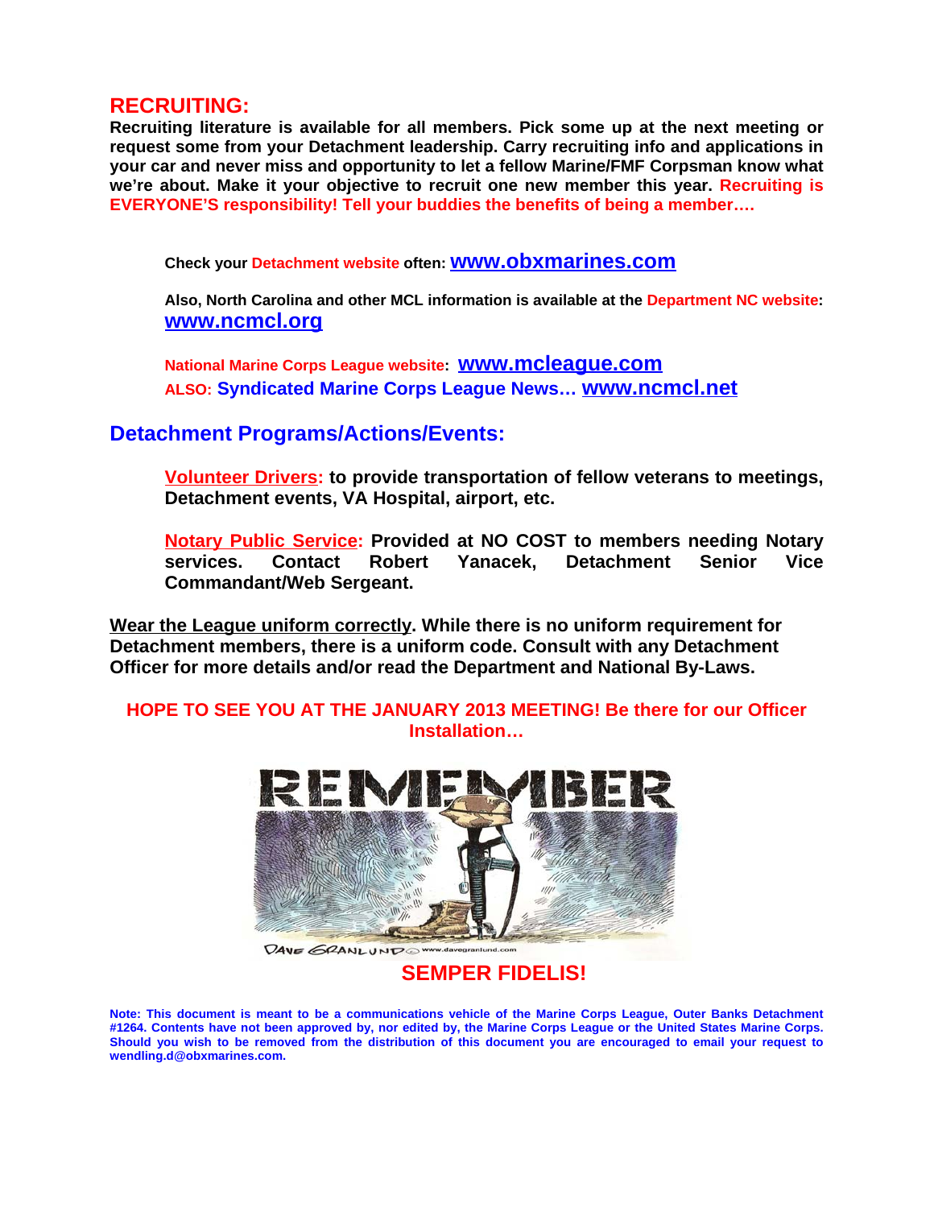## RECRUITING:

**Recruiting literature is available for all members. Pick some up at the next meeting or request some from your Detachment leadership. Carry recruiting info and applications in your car and never miss and opportunity to let a fellow Marine/FMF Corpsman know what we're about. Make it your objective to recruit one new member this year. Recruiting is EVERYONE'S responsibility! Tell your buddies the benefits of being a member….**

**Check your Detachment website often: www.obxmarines.com**

**Also, North Carolina and other MCL information is available at the Department NC website: www.ncmcl.org**

**National Marine Corps League website: www.mcleague.com**
**ALSO: Syndicated Marine Corps League News… www.ncmcl.net**

## Detachment Programs/Actions/Events:

**Volunteer Drivers: to provide transportation of fellow veterans to meetings, Detachment events, VA Hospital, airport, etc.**

**Notary Public Service: Provided at NO COST to members needing Notary services. Contact Robert Yanacek, Detachment Senior Vice Commandant/Web Sergeant.**

**Wear the League uniform correctly. While there is no uniform requirement for Detachment members, there is a uniform code. Consult with any Detachment Officer for more details and/or read the Department and National By-Laws.**

**HOPE TO SEE YOU AT THE JANUARY 2013 MEETING! Be there for our Officer Installation…**

**SEMPER FIDELIS!**

**Note: This document is meant to be a communications vehicle of the Marine Corps League, Outer Banks Detachment #1264. Contents have not been approved by, nor edited by, the Marine Corps League or the United States Marine Corps. Should you wish to be removed from the distribution of this document you are encouraged to email your request to wendling.d@obxmarines.com.**